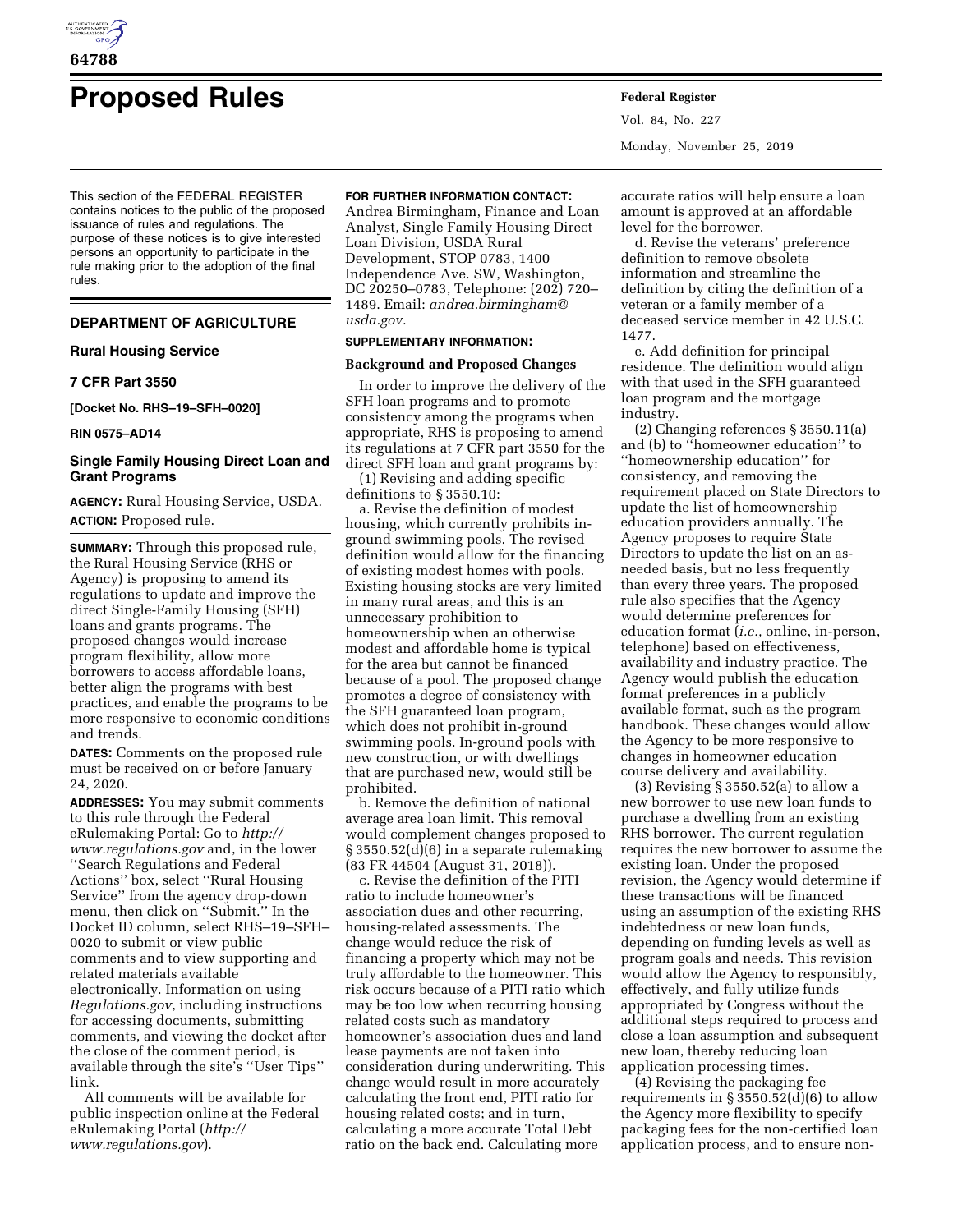# Proposed Rules

This section of the FEDERAL REGISTER contains notices to the public of the proposed issuance of rules and regulations. The purpose of these notices is to give interested persons an opportunity to participate in the rule making prior to the adoption of the final rules.

## DEPARTMENT OF AGRICULTURE

### Rural Housing Service

### 7 CFR Part 3550

**[Docket No. RHS–19–SFH–0020]**

**RIN 0575–AD14**

### Single Family Housing Direct Loan and Grant Programs

**AGENCY:** Rural Housing Service, USDA.

**ACTION:** Proposed rule.

**SUMMARY:** Through this proposed rule, the Rural Housing Service (RHS or Agency) is proposing to amend its regulations to update and improve the direct Single-Family Housing (SFH) loans and grants programs. The proposed changes would increase program flexibility, allow more borrowers to access affordable loans, better align the programs with best practices, and enable the programs to be more responsive to economic conditions and trends.

**DATES:** Comments on the proposed rule must be received on or before January 24, 2020.

**ADDRESSES:** You may submit comments to this rule through the Federal eRulemaking Portal: Go to *http://www.regulations.gov* and, in the lower ''Search Regulations and Federal Actions'' box, select ''Rural Housing Service'' from the agency drop-down menu, then click on ''Submit.'' In the Docket ID column, select RHS–19–SFH–0020 to submit or view public comments and to view supporting and related materials available electronically. Information on using *Regulations.gov*, including instructions for accessing documents, submitting comments, and viewing the docket after the close of the comment period, is available through the site's ''User Tips'' link.

All comments will be available for public inspection online at the Federal eRulemaking Portal (*http://www.regulations.gov*).

**FOR FURTHER INFORMATION CONTACT:** Andrea Birmingham, Finance and Loan Analyst, Single Family Housing Direct Loan Division, USDA Rural Development, STOP 0783, 1400 Independence Ave. SW, Washington, DC 20250–0783, Telephone: (202) 720–1489. Email: *andrea.birmingham@usda.gov.*

**SUPPLEMENTARY INFORMATION:**

**Background and Proposed Changes**

In order to improve the delivery of the SFH loan programs and to promote consistency among the programs when appropriate, RHS is proposing to amend its regulations at 7 CFR part 3550 for the direct SFH loan and grant programs by:

(1) Revising and adding specific definitions to § 3550.10:

a. Revise the definition of modest housing, which currently prohibits in-ground swimming pools. The revised definition would allow for the financing of existing modest homes with pools. Existing housing stocks are very limited in many rural areas, and this is an unnecessary prohibition to homeownership when an otherwise modest and affordable home is typical for the area but cannot be financed because of a pool. The proposed change promotes a degree of consistency with the SFH guaranteed loan program, which does not prohibit in-ground swimming pools. In-ground pools with new construction, or with dwellings that are purchased new, would still be prohibited.

b. Remove the definition of national average area loan limit. This removal would complement changes proposed to § 3550.52(d)(6) in a separate rulemaking (83 FR 44504 (August 31, 2018)).

c. Revise the definition of the PITI ratio to include homeowner's association dues and other recurring, housing-related assessments. The change would reduce the risk of financing a property which may not be truly affordable to the homeowner. This risk occurs because of a PITI ratio which may be too low when recurring housing related costs such as mandatory homeowner's association dues and land lease payments are not taken into consideration during underwriting. This change would result in more accurately calculating the front end, PITI ratio for housing related costs; and in turn, calculating a more accurate Total Debt ratio on the back end. Calculating more accurate ratios will help ensure a loan amount is approved at an affordable level for the borrower.

d. Revise the veterans' preference definition to remove obsolete information and streamline the definition by citing the definition of a veteran or a family member of a deceased service member in 42 U.S.C. 1477.

e. Add definition for principal residence. The definition would align with that used in the SFH guaranteed loan program and the mortgage industry.

(2) Changing references § 3550.11(a) and (b) to ''homeowner education'' to ''homeownership education'' for consistency, and removing the requirement placed on State Directors to update the list of homeownership education providers annually. The Agency proposes to require State Directors to update the list on an as-needed basis, but no less frequently than every three years. The proposed rule also specifies that the Agency would determine preferences for education format (*i.e.,* online, in-person, telephone) based on effectiveness, availability and industry practice. The Agency would publish the education format preferences in a publicly available format, such as the program handbook. These changes would allow the Agency to be more responsive to changes in homeowner education course delivery and availability.

(3) Revising § 3550.52(a) to allow a new borrower to use new loan funds to purchase a dwelling from an existing RHS borrower. The current regulation requires the new borrower to assume the existing loan. Under the proposed revision, the Agency would determine if these transactions will be financed using an assumption of the existing RHS indebtedness or new loan funds, depending on funding levels as well as program goals and needs. This revision would allow the Agency to responsibly, effectively, and fully utilize funds appropriated by Congress without the additional steps required to process and close a loan assumption and subsequent new loan, thereby reducing loan application processing times.

(4) Revising the packaging fee requirements in § 3550.52(d)(6) to allow the Agency more flexibility to specify packaging fees for the non-certified loan application process, and to ensure non-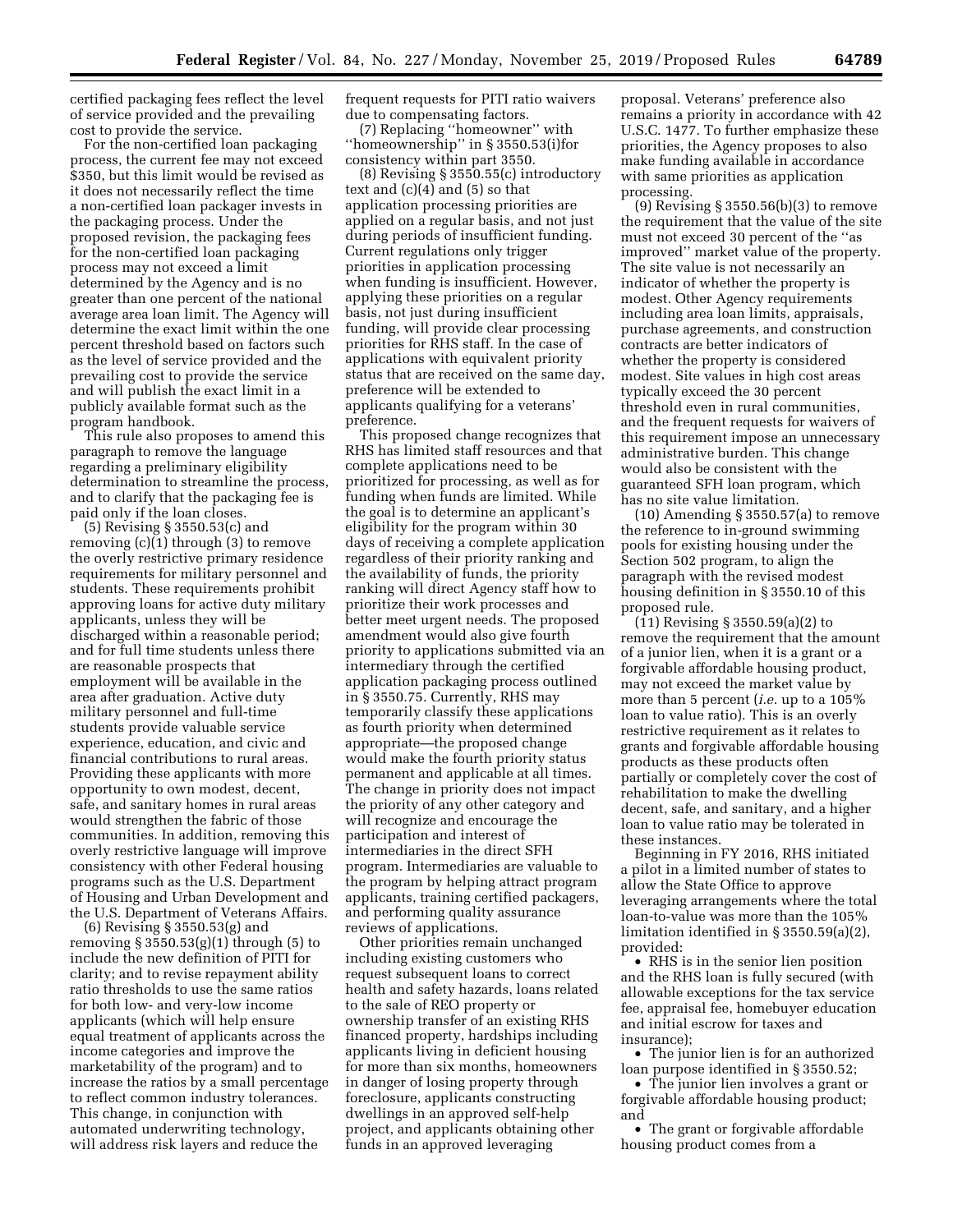certified packaging fees reflect the level of service provided and the prevailing cost to provide the service.

For the non-certified loan packaging process, the current fee may not exceed $350, but this limit would be revised as it does not necessarily reflect the time a non-certified loan packager invests in the packaging process. Under the proposed revision, the packaging fees for the non-certified loan packaging process may not exceed a limit determined by the Agency and is no greater than one percent of the national average area loan limit. The Agency will determine the exact limit within the one percent threshold based on factors such as the level of service provided and the prevailing cost to provide the service and will publish the exact limit in a publicly available format such as the program handbook.

This rule also proposes to amend this paragraph to remove the language regarding a preliminary eligibility determination to streamline the process, and to clarify that the packaging fee is paid only if the loan closes.

(5) Revising § 3550.53(c) and removing (c)(1) through (3) to remove the overly restrictive primary residence requirements for military personnel and students. These requirements prohibit approving loans for active duty military applicants, unless they will be discharged within a reasonable period; and for full time students unless there are reasonable prospects that employment will be available in the area after graduation. Active duty military personnel and full-time students provide valuable service experience, education, and civic and financial contributions to rural areas. Providing these applicants with more opportunity to own modest, decent, safe, and sanitary homes in rural areas would strengthen the fabric of those communities. In addition, removing this overly restrictive language will improve consistency with other Federal housing programs such as the U.S. Department of Housing and Urban Development and the U.S. Department of Veterans Affairs.

(6) Revising § 3550.53(g) and removing § 3550.53(g)(1) through (5) to include the new definition of PITI for clarity; and to revise repayment ability ratio thresholds to use the same ratios for both low- and very-low income applicants (which will help ensure equal treatment of applicants across the income categories and improve the marketability of the program) and to increase the ratios by a small percentage to reflect common industry tolerances. This change, in conjunction with automated underwriting technology, will address risk layers and reduce the frequent requests for PITI ratio waivers due to compensating factors.

(7) Replacing ''homeowner'' with ''homeownership'' in § 3550.53(i)for consistency within part 3550.

(8) Revising § 3550.55(c) introductory text and (c)(4) and (5) so that application processing priorities are applied on a regular basis, and not just during periods of insufficient funding. Current regulations only trigger priorities in application processing when funding is insufficient. However, applying these priorities on a regular basis, not just during insufficient funding, will provide clear processing priorities for RHS staff. In the case of applications with equivalent priority status that are received on the same day, preference will be extended to applicants qualifying for a veterans' preference.

This proposed change recognizes that RHS has limited staff resources and that complete applications need to be prioritized for processing, as well as for funding when funds are limited. While the goal is to determine an applicant's eligibility for the program within 30 days of receiving a complete application regardless of their priority ranking and the availability of funds, the priority ranking will direct Agency staff how to prioritize their work processes and better meet urgent needs. The proposed amendment would also give fourth priority to applications submitted via an intermediary through the certified application packaging process outlined in § 3550.75. Currently, RHS may temporarily classify these applications as fourth priority when determined appropriate—the proposed change would make the fourth priority status permanent and applicable at all times. The change in priority does not impact the priority of any other category and will recognize and encourage the participation and interest of intermediaries in the direct SFH program. Intermediaries are valuable to the program by helping attract program applicants, training certified packagers, and performing quality assurance reviews of applications.

Other priorities remain unchanged including existing customers who request subsequent loans to correct health and safety hazards, loans related to the sale of REO property or ownership transfer of an existing RHS financed property, hardships including applicants living in deficient housing for more than six months, homeowners in danger of losing property through foreclosure, applicants constructing dwellings in an approved self-help project, and applicants obtaining other funds in an approved leveraging proposal. Veterans' preference also remains a priority in accordance with 42 U.S.C. 1477. To further emphasize these priorities, the Agency proposes to also make funding available in accordance with same priorities as application processing.

(9) Revising § 3550.56(b)(3) to remove the requirement that the value of the site must not exceed 30 percent of the ''as improved'' market value of the property. The site value is not necessarily an indicator of whether the property is modest. Other Agency requirements including area loan limits, appraisals, purchase agreements, and construction contracts are better indicators of whether the property is considered modest. Site values in high cost areas typically exceed the 30 percent threshold even in rural communities, and the frequent requests for waivers of this requirement impose an unnecessary administrative burden. This change would also be consistent with the guaranteed SFH loan program, which has no site value limitation.

(10) Amending § 3550.57(a) to remove the reference to in-ground swimming pools for existing housing under the Section 502 program, to align the paragraph with the revised modest housing definition in § 3550.10 of this proposed rule.

(11) Revising § 3550.59(a)(2) to remove the requirement that the amount of a junior lien, when it is a grant or a forgivable affordable housing product, may not exceed the market value by more than 5 percent (*i.e.* up to a 105% loan to value ratio). This is an overly restrictive requirement as it relates to grants and forgivable affordable housing products as these products often partially or completely cover the cost of rehabilitation to make the dwelling decent, safe, and sanitary, and a higher loan to value ratio may be tolerated in these instances.

Beginning in FY 2016, RHS initiated a pilot in a limited number of states to allow the State Office to approve leveraging arrangements where the total loan-to-value was more than the 105% limitation identified in § 3550.59(a)(2), provided:

- RHS is in the senior lien position and the RHS loan is fully secured (with allowable exceptions for the tax service fee, appraisal fee, homebuyer education and initial escrow for taxes and insurance);
- The junior lien is for an authorized loan purpose identified in § 3550.52;
- The junior lien involves a grant or forgivable affordable housing product; and
- The grant or forgivable affordable housing product comes from a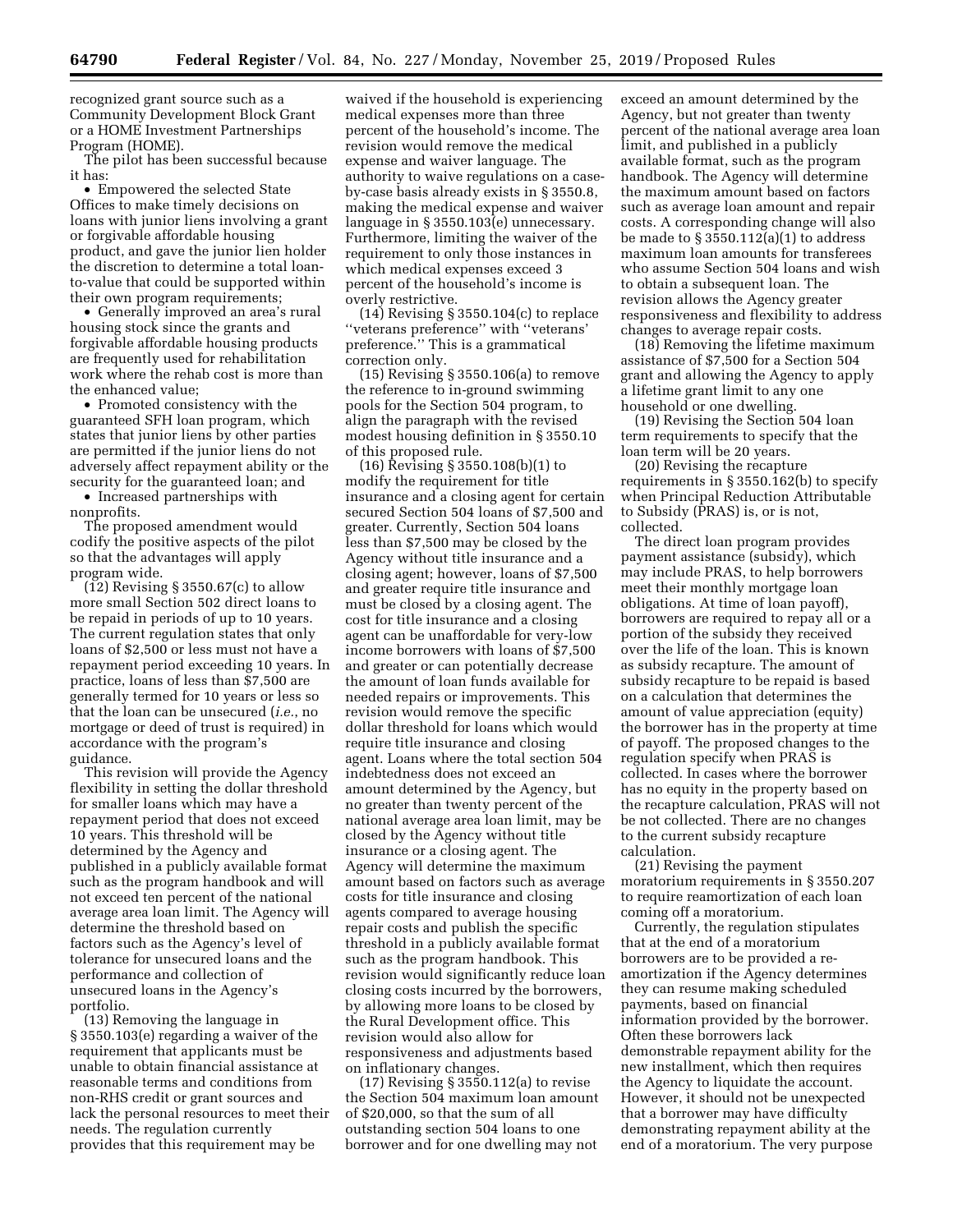recognized grant source such as a Community Development Block Grant or a HOME Investment Partnerships Program (HOME).

The pilot has been successful because it has:

- Empowered the selected State Offices to make timely decisions on loans with junior liens involving a grant or forgivable affordable housing product, and gave the junior lien holder the discretion to determine a total loan-to-value that could be supported within their own program requirements;
- Generally improved an area's rural housing stock since the grants and forgivable affordable housing products are frequently used for rehabilitation work where the rehab cost is more than the enhanced value;
- Promoted consistency with the guaranteed SFH loan program, which states that junior liens by other parties are permitted if the junior liens do not adversely affect repayment ability or the security for the guaranteed loan; and
- Increased partnerships with nonprofits.

The proposed amendment would codify the positive aspects of the pilot so that the advantages will apply program wide.

(12) Revising § 3550.67(c) to allow more small Section 502 direct loans to be repaid in periods of up to 10 years. The current regulation states that only loans of $2,500 or less must not have a repayment period exceeding 10 years. In practice, loans of less than $7,500 are generally termed for 10 years or less so that the loan can be unsecured (*i.e.*, no mortgage or deed of trust is required) in accordance with the program's guidance.

This revision will provide the Agency flexibility in setting the dollar threshold for smaller loans which may have a repayment period that does not exceed 10 years. This threshold will be determined by the Agency and published in a publicly available format such as the program handbook and will not exceed ten percent of the national average area loan limit. The Agency will determine the threshold based on factors such as the Agency's level of tolerance for unsecured loans and the performance and collection of unsecured loans in the Agency's portfolio.

(13) Removing the language in § 3550.103(e) regarding a waiver of the requirement that applicants must be unable to obtain financial assistance at reasonable terms and conditions from non-RHS credit or grant sources and lack the personal resources to meet their needs. The regulation currently provides that this requirement may be waived if the household is experiencing medical expenses more than three percent of the household's income. The revision would remove the medical expense and waiver language. The authority to waive regulations on a case-by-case basis already exists in § 3550.8, making the medical expense and waiver language in § 3550.103(e) unnecessary. Furthermore, limiting the waiver of the requirement to only those instances in which medical expenses exceed 3 percent of the household's income is overly restrictive.

(14) Revising § 3550.104(c) to replace "veterans preference" with "veterans' preference." This is a grammatical correction only.

(15) Revising § 3550.106(a) to remove the reference to in-ground swimming pools for the Section 504 program, to align the paragraph with the revised modest housing definition in § 3550.10 of this proposed rule.

(16) Revising § 3550.108(b)(1) to modify the requirement for title insurance and a closing agent for certain secured Section 504 loans of $7,500 and greater. Currently, Section 504 loans less than $7,500 may be closed by the Agency without title insurance and a closing agent; however, loans of $7,500 and greater require title insurance and must be closed by a closing agent. The cost for title insurance and a closing agent can be unaffordable for very-low income borrowers with loans of $7,500 and greater or can potentially decrease the amount of loan funds available for needed repairs or improvements. This revision would remove the specific dollar threshold for loans which would require title insurance and closing agent. Loans where the total section 504 indebtedness does not exceed an amount determined by the Agency, but no greater than twenty percent of the national average area loan limit, may be closed by the Agency without title insurance or a closing agent. The Agency will determine the maximum amount based on factors such as average costs for title insurance and closing agents compared to average housing repair costs and publish the specific threshold in a publicly available format such as the program handbook. This revision would significantly reduce loan closing costs incurred by the borrowers, by allowing more loans to be closed by the Rural Development office. This revision would also allow for responsiveness and adjustments based on inflationary changes.

(17) Revising § 3550.112(a) to revise the Section 504 maximum loan amount of $20,000, so that the sum of all outstanding section 504 loans to one borrower and for one dwelling may not exceed an amount determined by the Agency, but not greater than twenty percent of the national average area loan limit, and published in a publicly available format, such as the program handbook. The Agency will determine the maximum amount based on factors such as average loan amount and repair costs. A corresponding change will also be made to § 3550.112(a)(1) to address maximum loan amounts for transferees who assume Section 504 loans and wish to obtain a subsequent loan. The revision allows the Agency greater responsiveness and flexibility to address changes to average repair costs.

(18) Removing the lifetime maximum assistance of $7,500 for a Section 504 grant and allowing the Agency to apply a lifetime grant limit to any one household or one dwelling.

(19) Revising the Section 504 loan term requirements to specify that the loan term will be 20 years.

(20) Revising the recapture requirements in § 3550.162(b) to specify when Principal Reduction Attributable to Subsidy (PRAS) is, or is not, collected.

The direct loan program provides payment assistance (subsidy), which may include PRAS, to help borrowers meet their monthly mortgage loan obligations. At time of loan payoff), borrowers are required to repay all or a portion of the subsidy they received over the life of the loan. This is known as subsidy recapture. The amount of subsidy recapture to be repaid is based on a calculation that determines the amount of value appreciation (equity) the borrower has in the property at time of payoff. The proposed changes to the regulation specify when PRAS is collected. In cases where the borrower has no equity in the property based on the recapture calculation, PRAS will not be not collected. There are no changes to the current subsidy recapture calculation.

(21) Revising the payment moratorium requirements in § 3550.207 to require reamortization of each loan coming off a moratorium.

Currently, the regulation stipulates that at the end of a moratorium borrowers are to be provided a re-amortization if the Agency determines they can resume making scheduled payments, based on financial information provided by the borrower. Often these borrowers lack demonstrable repayment ability for the new installment, which then requires the Agency to liquidate the account. However, it should not be unexpected that a borrower may have difficulty demonstrating repayment ability at the end of a moratorium. The very purpose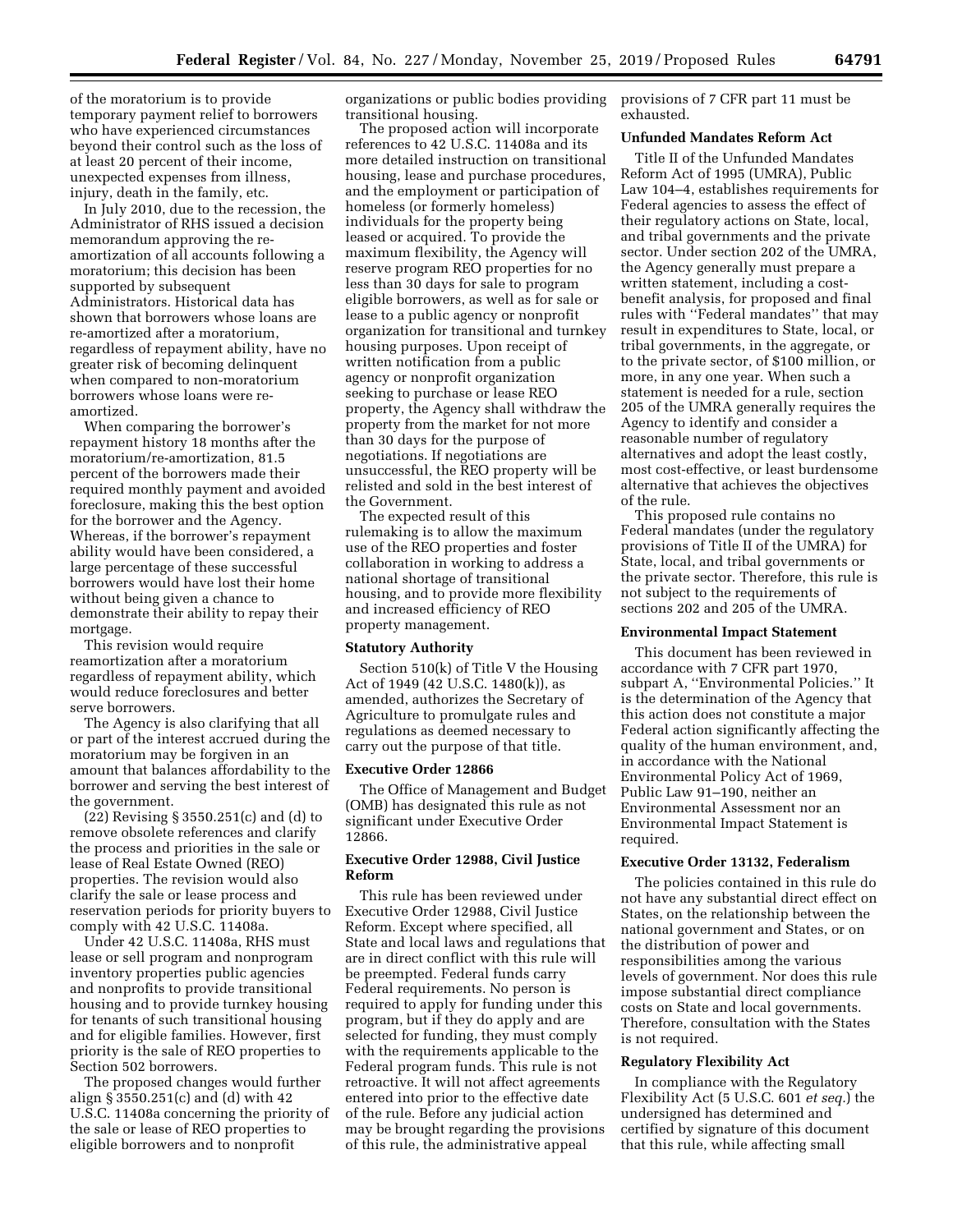of the moratorium is to provide temporary payment relief to borrowers who have experienced circumstances beyond their control such as the loss of at least 20 percent of their income, unexpected expenses from illness, injury, death in the family, etc.

In July 2010, due to the recession, the Administrator of RHS issued a decision memorandum approving the re-amortization of all accounts following a moratorium; this decision has been supported by subsequent Administrators. Historical data has shown that borrowers whose loans are re-amortized after a moratorium, regardless of repayment ability, have no greater risk of becoming delinquent when compared to non-moratorium borrowers whose loans were re-amortized.

When comparing the borrower's repayment history 18 months after the moratorium/re-amortization, 81.5 percent of the borrowers made their required monthly payment and avoided foreclosure, making this the best option for the borrower and the Agency. Whereas, if the borrower's repayment ability would have been considered, a large percentage of these successful borrowers would have lost their home without being given a chance to demonstrate their ability to repay their mortgage.

This revision would require reamortization after a moratorium regardless of repayment ability, which would reduce foreclosures and better serve borrowers.

The Agency is also clarifying that all or part of the interest accrued during the moratorium may be forgiven in an amount that balances affordability to the borrower and serving the best interest of the government.

(22) Revising § 3550.251(c) and (d) to remove obsolete references and clarify the process and priorities in the sale or lease of Real Estate Owned (REO) properties. The revision would also clarify the sale or lease process and reservation periods for priority buyers to comply with 42 U.S.C. 11408a.

Under 42 U.S.C. 11408a, RHS must lease or sell program and nonprogram inventory properties public agencies and nonprofits to provide transitional housing and to provide turnkey housing for tenants of such transitional housing and for eligible families. However, first priority is the sale of REO properties to Section 502 borrowers.

The proposed changes would further align § 3550.251(c) and (d) with 42 U.S.C. 11408a concerning the priority of the sale or lease of REO properties to eligible borrowers and to nonprofit organizations or public bodies providing transitional housing.

The proposed action will incorporate references to 42 U.S.C. 11408a and its more detailed instruction on transitional housing, lease and purchase procedures, and the employment or participation of homeless (or formerly homeless) individuals for the property being leased or acquired. To provide the maximum flexibility, the Agency will reserve program REO properties for no less than 30 days for sale to program eligible borrowers, as well as for sale or lease to a public agency or nonprofit organization for transitional and turnkey housing purposes. Upon receipt of written notification from a public agency or nonprofit organization seeking to purchase or lease REO property, the Agency shall withdraw the property from the market for not more than 30 days for the purpose of negotiations. If negotiations are unsuccessful, the REO property will be relisted and sold in the best interest of the Government.

The expected result of this rulemaking is to allow the maximum use of the REO properties and foster collaboration in working to address a national shortage of transitional housing, and to provide more flexibility and increased efficiency of REO property management.

## Statutory Authority

Section 510(k) of Title V the Housing Act of 1949 (42 U.S.C. 1480(k)), as amended, authorizes the Secretary of Agriculture to promulgate rules and regulations as deemed necessary to carry out the purpose of that title.

## Executive Order 12866

The Office of Management and Budget (OMB) has designated this rule as not significant under Executive Order 12866.

## Executive Order 12988, Civil Justice Reform

This rule has been reviewed under Executive Order 12988, Civil Justice Reform. Except where specified, all State and local laws and regulations that are in direct conflict with this rule will be preempted. Federal funds carry Federal requirements. No person is required to apply for funding under this program, but if they do apply and are selected for funding, they must comply with the requirements applicable to the Federal program funds. This rule is not retroactive. It will not affect agreements entered into prior to the effective date of the rule. Before any judicial action may be brought regarding the provisions of this rule, the administrative appeal provisions of 7 CFR part 11 must be exhausted.

## Unfunded Mandates Reform Act

Title II of the Unfunded Mandates Reform Act of 1995 (UMRA), Public Law 104–4, establishes requirements for Federal agencies to assess the effect of their regulatory actions on State, local, and tribal governments and the private sector. Under section 202 of the UMRA, the Agency generally must prepare a written statement, including a cost-benefit analysis, for proposed and final rules with "Federal mandates" that may result in expenditures to State, local, or tribal governments, in the aggregate, or to the private sector, of $100 million, or more, in any one year. When such a statement is needed for a rule, section 205 of the UMRA generally requires the Agency to identify and consider a reasonable number of regulatory alternatives and adopt the least costly, most cost-effective, or least burdensome alternative that achieves the objectives of the rule.

This proposed rule contains no Federal mandates (under the regulatory provisions of Title II of the UMRA) for State, local, and tribal governments or the private sector. Therefore, this rule is not subject to the requirements of sections 202 and 205 of the UMRA.

## Environmental Impact Statement

This document has been reviewed in accordance with 7 CFR part 1970, subpart A, "Environmental Policies." It is the determination of the Agency that this action does not constitute a major Federal action significantly affecting the quality of the human environment, and, in accordance with the National Environmental Policy Act of 1969, Public Law 91–190, neither an Environmental Assessment nor an Environmental Impact Statement is required.

## Executive Order 13132, Federalism

The policies contained in this rule do not have any substantial direct effect on States, on the relationship between the national government and States, or on the distribution of power and responsibilities among the various levels of government. Nor does this rule impose substantial direct compliance costs on State and local governments. Therefore, consultation with the States is not required.

## Regulatory Flexibility Act

In compliance with the Regulatory Flexibility Act (5 U.S.C. 601 *et seq.*) the undersigned has determined and certified by signature of this document that this rule, while affecting small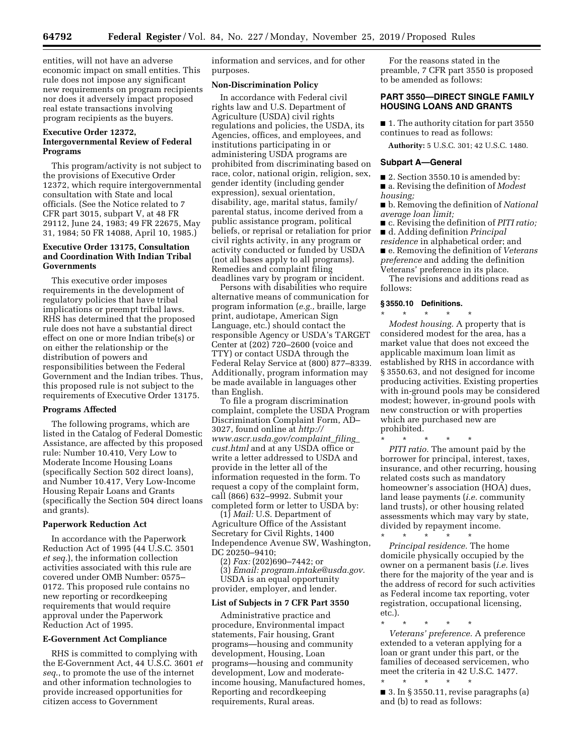entities, will not have an adverse economic impact on small entities. This rule does not impose any significant new requirements on program recipients nor does it adversely impact proposed real estate transactions involving program recipients as the buyers.

**Executive Order 12372, Intergovernmental Review of Federal Programs**

This program/activity is not subject to the provisions of Executive Order 12372, which require intergovernmental consultation with State and local officials. (See the Notice related to 7 CFR part 3015, subpart V, at 48 FR 29112, June 24, 1983; 49 FR 22675, May 31, 1984; 50 FR 14088, April 10, 1985.)

**Executive Order 13175, Consultation and Coordination With Indian Tribal Governments**

This executive order imposes requirements in the development of regulatory policies that have tribal implications or preempt tribal laws. RHS has determined that the proposed rule does not have a substantial direct effect on one or more Indian tribe(s) or on either the relationship or the distribution of powers and responsibilities between the Federal Government and the Indian tribes. Thus, this proposed rule is not subject to the requirements of Executive Order 13175.

**Programs Affected**

The following programs, which are listed in the Catalog of Federal Domestic Assistance, are affected by this proposed rule: Number 10.410, Very Low to Moderate Income Housing Loans (specifically Section 502 direct loans), and Number 10.417, Very Low-Income Housing Repair Loans and Grants (specifically the Section 504 direct loans and grants).

**Paperwork Reduction Act**

In accordance with the Paperwork Reduction Act of 1995 (44 U.S.C. 3501 *et seq.*), the information collection activities associated with this rule are covered under OMB Number: 0575–0172. This proposed rule contains no new reporting or recordkeeping requirements that would require approval under the Paperwork Reduction Act of 1995.

**E-Government Act Compliance**

RHS is committed to complying with the E-Government Act, 44 U.S.C. 3601 *et seq.*, to promote the use of the internet and other information technologies to provide increased opportunities for citizen access to Government information and services, and for other purposes.

**Non-Discrimination Policy**

In accordance with Federal civil rights law and U.S. Department of Agriculture (USDA) civil rights regulations and policies, the USDA, its Agencies, offices, and employees, and institutions participating in or administering USDA programs are prohibited from discriminating based on race, color, national origin, religion, sex, gender identity (including gender expression), sexual orientation, disability, age, marital status, family/parental status, income derived from a public assistance program, political beliefs, or reprisal or retaliation for prior civil rights activity, in any program or activity conducted or funded by USDA (not all bases apply to all programs). Remedies and complaint filing deadlines vary by program or incident.

Persons with disabilities who require alternative means of communication for program information (*e.g.,* braille, large print, audiotape, American Sign Language, etc.) should contact the responsible Agency or USDA's TARGET Center at (202) 720–2600 (voice and TTY) or contact USDA through the Federal Relay Service at (800) 877–8339. Additionally, program information may be made available in languages other than English.

To file a program discrimination complaint, complete the USDA Program Discrimination Complaint Form, AD–3027, found online at *http://www.ascr.usda.gov/complaint_filing_cust.html* and at any USDA office or write a letter addressed to USDA and provide in the letter all of the information requested in the form. To request a copy of the complaint form, call (866) 632–9992. Submit your completed form or letter to USDA by:

(1) *Mail:* U.S. Department of Agriculture Office of the Assistant Secretary for Civil Rights, 1400 Independence Avenue SW, Washington, DC 20250–9410;

(2) *Fax:* (202)690–7442; or

(3) *Email: program.intake@usda.gov.*

USDA is an equal opportunity provider, employer, and lender.

**List of Subjects in 7 CFR Part 3550**

Administrative practice and procedure, Environmental impact statements, Fair housing, Grant programs—housing and community development, Housing, Loan programs—housing and community development, Low and moderate-income housing, Manufactured homes, Reporting and recordkeeping requirements, Rural areas.

For the reasons stated in the preamble, 7 CFR part 3550 is proposed to be amended as follows:

## PART 3550—DIRECT SINGLE FAMILY HOUSING LOANS AND GRANTS

■ 1. The authority citation for part 3550 continues to read as follows:

**Authority:** 5 U.S.C. 301; 42 U.S.C. 1480.

### Subpart A—General

■ 2. Section 3550.10 is amended by:

■ a. Revising the definition of *Modest housing;*

■ b. Removing the definition of *National average loan limit;*

■ c. Revising the definition of *PITI ratio;*

■ d. Adding definition *Principal residence* in alphabetical order; and

■ e. Removing the definition of *Veterans preference* and adding the definition Veterans' preference in its place.

The revisions and additions read as follows:

**§ 3550.10 Definitions.**

\* \* \* \* \*

*Modest housing.* A property that is considered modest for the area, has a market value that does not exceed the applicable maximum loan limit as established by RHS in accordance with § 3550.63, and not designed for income producing activities. Existing properties with in-ground pools may be considered modest; however, in-ground pools with new construction or with properties which are purchased new are prohibited.

\* \* \* \* \*

*PITI ratio.* The amount paid by the borrower for principal, interest, taxes, insurance, and other recurring, housing related costs such as mandatory homeowner's association (HOA) dues, land lease payments (*i.e.* community land trusts), or other housing related assessments which may vary by state, divided by repayment income.

\* \* \* \* \*

*Principal residence.* The home domicile physically occupied by the owner on a permanent basis (*i.e.* lives there for the majority of the year and is the address of record for such activities as Federal income tax reporting, voter registration, occupational licensing, etc.).

\* \* \* \* \*

*Veterans' preference.* A preference extended to a veteran applying for a loan or grant under this part, or the families of deceased servicemen, who meet the criteria in 42 U.S.C. 1477.

\* \* \* \* \*

■ 3. In § 3550.11, revise paragraphs (a) and (b) to read as follows: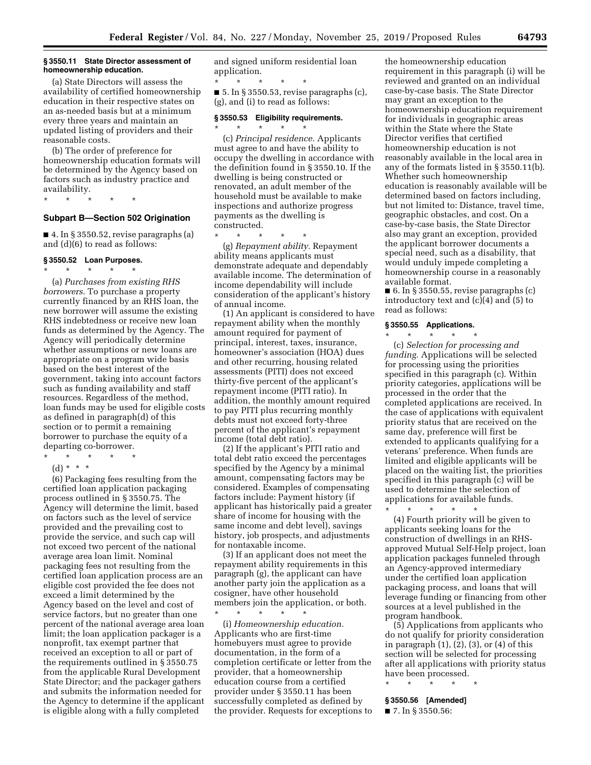**§ 3550.11 State Director assessment of homeownership education.**

(a) State Directors will assess the availability of certified homeownership education in their respective states on an as-needed basis but at a minimum every three years and maintain an updated listing of providers and their reasonable costs.

(b) The order of preference for homeownership education formats will be determined by the Agency based on factors such as industry practice and availability.

\* \* \* \* \*

## Subpart B—Section 502 Origination

■ 4. In § 3550.52, revise paragraphs (a) and (d)(6) to read as follows:

**§ 3550.52 Loan Purposes.**

\* \* \* \* \*

(a) *Purchases from existing RHS borrowers.* To purchase a property currently financed by an RHS loan, the new borrower will assume the existing RHS indebtedness or receive new loan funds as determined by the Agency. The Agency will periodically determine whether assumptions or new loans are appropriate on a program wide basis based on the best interest of the government, taking into account factors such as funding availability and staff resources. Regardless of the method, loan funds may be used for eligible costs as defined in paragraph(d) of this section or to permit a remaining borrower to purchase the equity of a departing co-borrower.

\* \* \* \* \*

(d) \* \* \*

(6) Packaging fees resulting from the certified loan application packaging process outlined in § 3550.75. The Agency will determine the limit, based on factors such as the level of service provided and the prevailing cost to provide the service, and such cap will not exceed two percent of the national average area loan limit. Nominal packaging fees not resulting from the certified loan application process are an eligible cost provided the fee does not exceed a limit determined by the Agency based on the level and cost of service factors, but no greater than one percent of the national average area loan limit; the loan application packager is a nonprofit, tax exempt partner that received an exception to all or part of the requirements outlined in § 3550.75 from the applicable Rural Development State Director; and the packager gathers and submits the information needed for the Agency to determine if the applicant is eligible along with a fully completed and signed uniform residential loan application.

\* \* \* \* \*

■ 5. In § 3550.53, revise paragraphs (c), (g), and (i) to read as follows:

**§ 3550.53 Eligibility requirements.**

\* \* \* \* \*

(c) *Principal residence.* Applicants must agree to and have the ability to occupy the dwelling in accordance with the definition found in § 3550.10. If the dwelling is being constructed or renovated, an adult member of the household must be available to make inspections and authorize progress payments as the dwelling is constructed.

\* \* \* \* \*

(g) *Repayment ability.* Repayment ability means applicants must demonstrate adequate and dependably available income. The determination of income dependability will include consideration of the applicant's history of annual income.

(1) An applicant is considered to have repayment ability when the monthly amount required for payment of principal, interest, taxes, insurance, homeowner's association (HOA) dues and other recurring, housing related assessments (PITI) does not exceed thirty-five percent of the applicant's repayment income (PITI ratio). In addition, the monthly amount required to pay PITI plus recurring monthly debts must not exceed forty-three percent of the applicant's repayment income (total debt ratio).

(2) If the applicant's PITI ratio and total debt ratio exceed the percentages specified by the Agency by a minimal amount, compensating factors may be considered. Examples of compensating factors include: Payment history (if applicant has historically paid a greater share of income for housing with the same income and debt level), savings history, job prospects, and adjustments for nontaxable income.

(3) If an applicant does not meet the repayment ability requirements in this paragraph (g), the applicant can have another party join the application as a cosigner, have other household members join the application, or both.

\* \* \* \* \*

(i) *Homeownership education.* Applicants who are first-time homebuyers must agree to provide documentation, in the form of a completion certificate or letter from the provider, that a homeownership education course from a certified provider under § 3550.11 has been successfully completed as defined by the provider. Requests for exceptions to the homeownership education requirement in this paragraph (i) will be reviewed and granted on an individual case-by-case basis. The State Director may grant an exception to the homeownership education requirement for individuals in geographic areas within the State where the State Director verifies that certified homeownership education is not reasonably available in the local area in any of the formats listed in § 3550.11(b). Whether such homeownership education is reasonably available will be determined based on factors including, but not limited to: Distance, travel time, geographic obstacles, and cost. On a case-by-case basis, the State Director also may grant an exception, provided the applicant borrower documents a special need, such as a disability, that would unduly impede completing a homeownership course in a reasonably available format.

■ 6. In § 3550.55, revise paragraphs (c) introductory text and (c)(4) and (5) to read as follows:

**§ 3550.55 Applications.**

\* \* \* \* \*

(c) *Selection for processing and funding.* Applications will be selected for processing using the priorities specified in this paragraph (c). Within priority categories, applications will be processed in the order that the completed applications are received. In the case of applications with equivalent priority status that are received on the same day, preference will first be extended to applicants qualifying for a veterans' preference. When funds are limited and eligible applicants will be placed on the waiting list, the priorities specified in this paragraph (c) will be used to determine the selection of applications for available funds.

\* \* \* \* \*

(4) Fourth priority will be given to applicants seeking loans for the construction of dwellings in an RHS-approved Mutual Self-Help project, loan application packages funneled through an Agency-approved intermediary under the certified loan application packaging process, and loans that will leverage funding or financing from other sources at a level published in the program handbook.

(5) Applications from applicants who do not qualify for priority consideration in paragraph (1), (2), (3), or (4) of this section will be selected for processing after all applications with priority status have been processed.

\* \* \* \* \*

**§ 3550.56 [Amended]**

■ 7. In § 3550.56: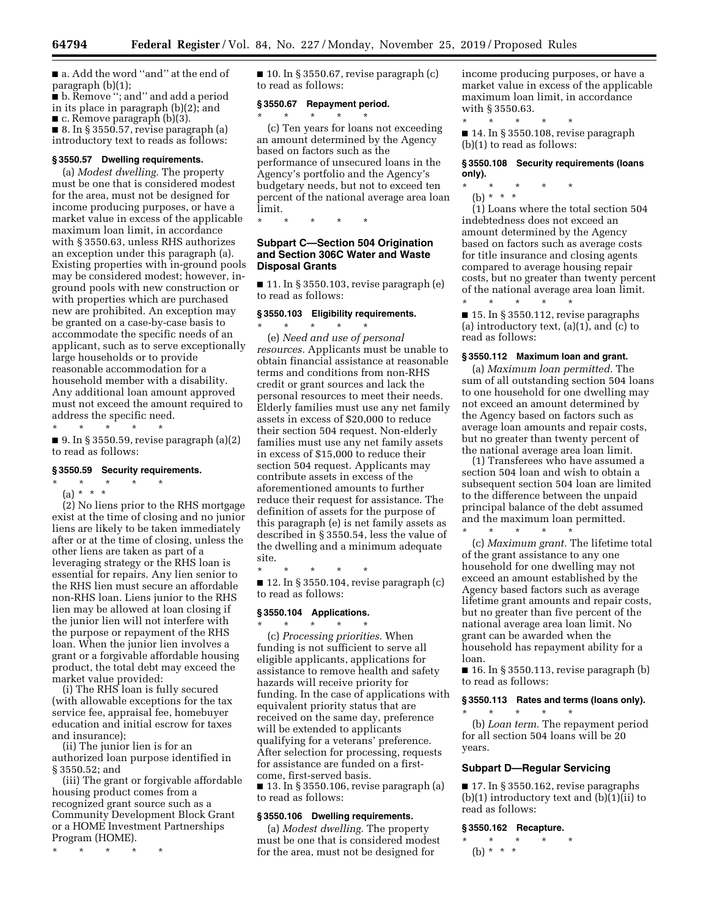■ a. Add the word ''and'' at the end of paragraph (b)(1);

■ b. Remove ''; and'' and add a period in its place in paragraph (b)(2); and

■ c. Remove paragraph (b)(3).

■ 8. In § 3550.57, revise paragraph (a) introductory text to reads as follows:

### § 3550.57 Dwelling requirements.

(a) *Modest dwelling.* The property must be one that is considered modest for the area, must not be designed for income producing purposes, or have a market value in excess of the applicable maximum loan limit, in accordance with § 3550.63, unless RHS authorizes an exception under this paragraph (a). Existing properties with in-ground pools may be considered modest; however, in-ground pools with new construction or with properties which are purchased new are prohibited. An exception may be granted on a case-by-case basis to accommodate the specific needs of an applicant, such as to serve exceptionally large households or to provide reasonable accommodation for a household member with a disability. Any additional loan amount approved must not exceed the amount required to address the specific need.

\* \* \* \* \*

■ 9. In § 3550.59, revise paragraph (a)(2) to read as follows:

### § 3550.59 Security requirements.

\* \* \* \* \*

(a) \* \* \*

(2) No liens prior to the RHS mortgage exist at the time of closing and no junior liens are likely to be taken immediately after or at the time of closing, unless the other liens are taken as part of a leveraging strategy or the RHS loan is essential for repairs. Any lien senior to the RHS lien must secure an affordable non-RHS loan. Liens junior to the RHS lien may be allowed at loan closing if the junior lien will not interfere with the purpose or repayment of the RHS loan. When the junior lien involves a grant or a forgivable affordable housing product, the total debt may exceed the market value provided:

(i) The RHS loan is fully secured (with allowable exceptions for the tax service fee, appraisal fee, homebuyer education and initial escrow for taxes and insurance);

(ii) The junior lien is for an authorized loan purpose identified in § 3550.52; and

(iii) The grant or forgivable affordable housing product comes from a recognized grant source such as a Community Development Block Grant or a HOME Investment Partnerships Program (HOME).

\* \* \* \* \*

■ 10. In § 3550.67, revise paragraph (c) to read as follows:

### § 3550.67 Repayment period.

\* \* \* \* \*

(c) Ten years for loans not exceeding an amount determined by the Agency based on factors such as the performance of unsecured loans in the Agency's portfolio and the Agency's budgetary needs, but not to exceed ten percent of the national average area loan limit.

\* \* \* \* \*

## Subpart C—Section 504 Origination and Section 306C Water and Waste Disposal Grants

■ 11. In § 3550.103, revise paragraph (e) to read as follows:

### § 3550.103 Eligibility requirements.

\* \* \* \* \*

(e) *Need and use of personal resources.* Applicants must be unable to obtain financial assistance at reasonable terms and conditions from non-RHS credit or grant sources and lack the personal resources to meet their needs. Elderly families must use any net family assets in excess of $20,000 to reduce their section 504 request. Non-elderly families must use any net family assets in excess of $15,000 to reduce their section 504 request. Applicants may contribute assets in excess of the aforementioned amounts to further reduce their request for assistance. The definition of assets for the purpose of this paragraph (e) is net family assets as described in § 3550.54, less the value of the dwelling and a minimum adequate site.

\* \* \* \* \*

■ 12. In § 3550.104, revise paragraph (c) to read as follows:

### § 3550.104 Applications.

\* \* \* \* \*

(c) *Processing priorities.* When funding is not sufficient to serve all eligible applicants, applications for assistance to remove health and safety hazards will receive priority for funding. In the case of applications with equivalent priority status that are received on the same day, preference will be extended to applicants qualifying for a veterans' preference. After selection for processing, requests for assistance are funded on a first-come, first-served basis.

■ 13. In § 3550.106, revise paragraph (a) to read as follows:

### § 3550.106 Dwelling requirements.

(a) *Modest dwelling.* The property must be one that is considered modest for the area, must not be designed for income producing purposes, or have a market value in excess of the applicable maximum loan limit, in accordance with § 3550.63.

\* \* \* \* \*

■ 14. In § 3550.108, revise paragraph (b)(1) to read as follows:

### § 3550.108 Security requirements (loans only).

\* \* \* \* \*

(b) \* \* \*

(1) Loans where the total section 504 indebtedness does not exceed an amount determined by the Agency based on factors such as average costs for title insurance and closing agents compared to average housing repair costs, but no greater than twenty percent of the national average area loan limit.

\* \* \* \* \*

■ 15. In § 3550.112, revise paragraphs (a) introductory text, (a)(1), and (c) to read as follows:

### § 3550.112 Maximum loan and grant.

(a) *Maximum loan permitted.* The sum of all outstanding section 504 loans to one household for one dwelling may not exceed an amount determined by the Agency based on factors such as average loan amounts and repair costs, but no greater than twenty percent of the national average area loan limit.

(1) Transferees who have assumed a section 504 loan and wish to obtain a subsequent section 504 loan are limited to the difference between the unpaid principal balance of the debt assumed and the maximum loan permitted.

\* \* \* \* \*

(c) *Maximum grant.* The lifetime total of the grant assistance to any one household for one dwelling may not exceed an amount established by the Agency based factors such as average lifetime grant amounts and repair costs, but no greater than five percent of the national average area loan limit. No grant can be awarded when the household has repayment ability for a loan.

■ 16. In § 3550.113, revise paragraph (b) to read as follows:

### § 3550.113 Rates and terms (loans only).

\* \* \* \* \*

(b) *Loan term.* The repayment period for all section 504 loans will be 20 years.

## Subpart D—Regular Servicing

■ 17. In § 3550.162, revise paragraphs (b)(1) introductory text and (b)(1)(ii) to read as follows:

### § 3550.162 Recapture.

\* \* \* \* \*

(b) \* \* \*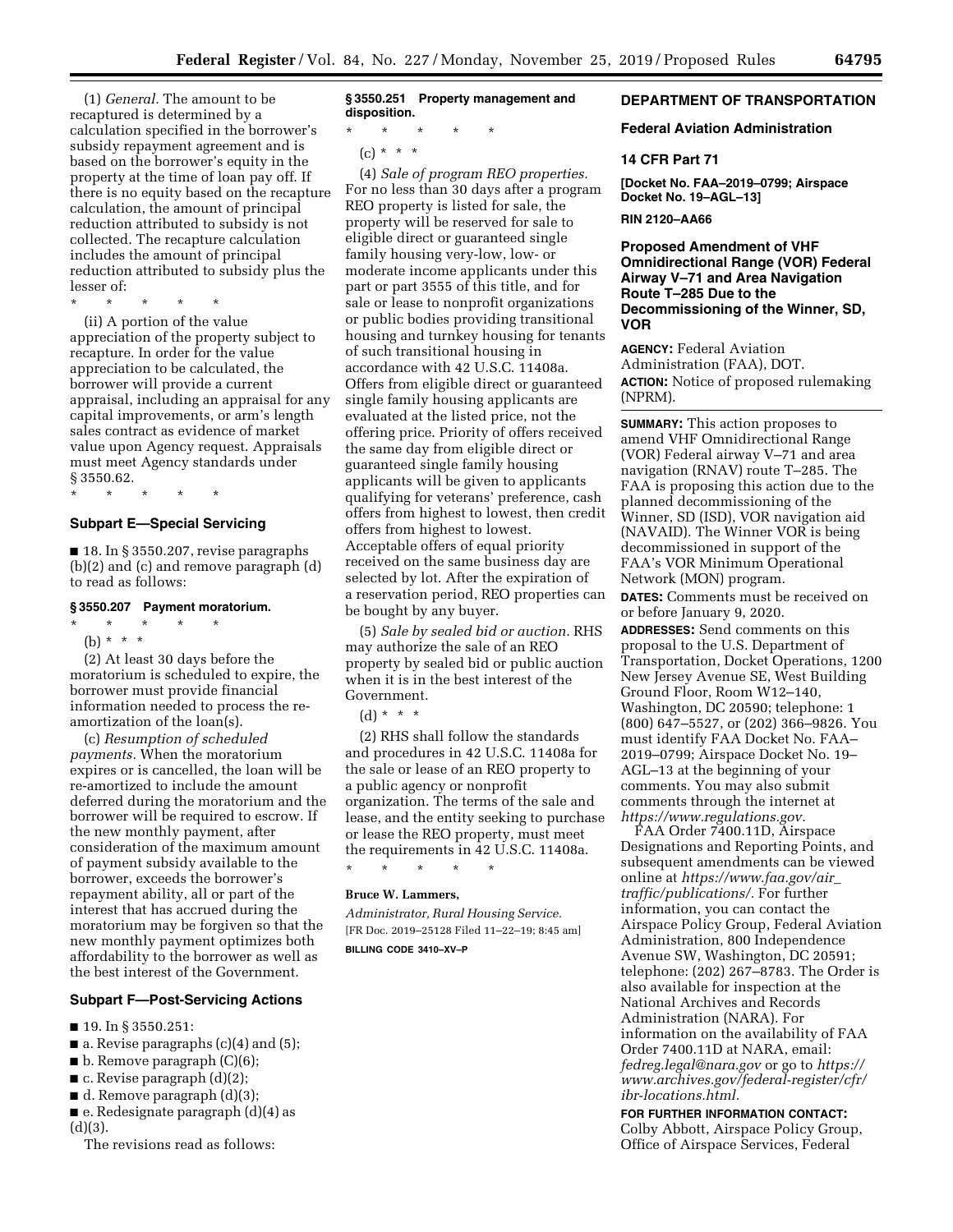(1) *General.* The amount to be recaptured is determined by a calculation specified in the borrower's subsidy repayment agreement and is based on the borrower's equity in the property at the time of loan pay off. If there is no equity based on the recapture calculation, the amount of principal reduction attributed to subsidy is not collected. The recapture calculation includes the amount of principal reduction attributed to subsidy plus the lesser of:

\* \* \* \* \*

(ii) A portion of the value appreciation of the property subject to recapture. In order for the value appreciation to be calculated, the borrower will provide a current appraisal, including an appraisal for any capital improvements, or arm's length sales contract as evidence of market value upon Agency request. Appraisals must meet Agency standards under § 3550.62.

\* \* \* \* \*

## Subpart E—Special Servicing

■ 18. In § 3550.207, revise paragraphs (b)(2) and (c) and remove paragraph (d) to read as follows:

### § 3550.207 Payment moratorium.

\* \* \* \* \*

(b) \* \* \*

(2) At least 30 days before the moratorium is scheduled to expire, the borrower must provide financial information needed to process the re-amortization of the loan(s).

(c) *Resumption of scheduled payments.* When the moratorium expires or is cancelled, the loan will be re-amortized to include the amount deferred during the moratorium and the borrower will be required to escrow. If the new monthly payment, after consideration of the maximum amount of payment subsidy available to the borrower, exceeds the borrower's repayment ability, all or part of the interest that has accrued during the moratorium may be forgiven so that the new monthly payment optimizes both affordability to the borrower as well as the best interest of the Government.

## Subpart F—Post-Servicing Actions

■ 19. In § 3550.251:

■ a. Revise paragraphs (c)(4) and (5);

■ b. Remove paragraph (C)(6);

■ c. Revise paragraph (d)(2);

■ d. Remove paragraph (d)(3);

■ e. Redesignate paragraph (d)(4) as (d)(3).

The revisions read as follows:

### § 3550.251 Property management and disposition.

\* \* \* \* \*

(c) \* \* \*

(4) *Sale of program REO properties.* For no less than 30 days after a program REO property is listed for sale, the property will be reserved for sale to eligible direct or guaranteed single family housing very-low, low- or moderate income applicants under this part or part 3555 of this title, and for sale or lease to nonprofit organizations or public bodies providing transitional housing and turnkey housing for tenants of such transitional housing in accordance with 42 U.S.C. 11408a. Offers from eligible direct or guaranteed single family housing applicants are evaluated at the listed price, not the offering price. Priority of offers received the same day from eligible direct or guaranteed single family housing applicants will be given to applicants qualifying for veterans' preference, cash offers from highest to lowest, then credit offers from highest to lowest. Acceptable offers of equal priority received on the same business day are selected by lot. After the expiration of a reservation period, REO properties can be bought by any buyer.

(5) *Sale by sealed bid or auction.* RHS may authorize the sale of an REO property by sealed bid or public auction when it is in the best interest of the Government.

(d) \* \* \*

(2) RHS shall follow the standards and procedures in 42 U.S.C. 11408a for the sale or lease of an REO property to a public agency or nonprofit organization. The terms of the sale and lease, and the entity seeking to purchase or lease the REO property, must meet the requirements in 42 U.S.C. 11408a.

\* \* \* \* \*

**Bruce W. Lammers,**

*Administrator, Rural Housing Service.*

[FR Doc. 2019–25128 Filed 11–22–19; 8:45 am]

**BILLING CODE 3410–XV–P**

## DEPARTMENT OF TRANSPORTATION

## Federal Aviation Administration

## 14 CFR Part 71

**[Docket No. FAA–2019–0799; Airspace Docket No. 19–AGL–13]**

**RIN 2120–AA66**

## Proposed Amendment of VHF Omnidirectional Range (VOR) Federal Airway V–71 and Area Navigation Route T–285 Due to the Decommissioning of the Winner, SD, VOR

**AGENCY:** Federal Aviation Administration (FAA), DOT.

**ACTION:** Notice of proposed rulemaking (NPRM).

**SUMMARY:** This action proposes to amend VHF Omnidirectional Range (VOR) Federal airway V–71 and area navigation (RNAV) route T–285. The FAA is proposing this action due to the planned decommissioning of the Winner, SD (ISD), VOR navigation aid (NAVAID). The Winner VOR is being decommissioned in support of the FAA's VOR Minimum Operational Network (MON) program.

**DATES:** Comments must be received on or before January 9, 2020.

**ADDRESSES:** Send comments on this proposal to the U.S. Department of Transportation, Docket Operations, 1200 New Jersey Avenue SE, West Building Ground Floor, Room W12–140, Washington, DC 20590; telephone: 1 (800) 647–5527, or (202) 366–9826. You must identify FAA Docket No. FAA–2019–0799; Airspace Docket No. 19–AGL–13 at the beginning of your comments. You may also submit comments through the internet at *https://www.regulations.gov.*

FAA Order 7400.11D, Airspace Designations and Reporting Points, and subsequent amendments can be viewed online at *https://www.faa.gov/air_traffic/publications/*. For further information, you can contact the Airspace Policy Group, Federal Aviation Administration, 800 Independence Avenue SW, Washington, DC 20591; telephone: (202) 267–8783. The Order is also available for inspection at the National Archives and Records Administration (NARA). For information on the availability of FAA Order 7400.11D at NARA, email: *fedreg.legal@nara.gov* or go to *https://www.archives.gov/federal-register/cfr/ibr-locations.html.*

**FOR FURTHER INFORMATION CONTACT:** Colby Abbott, Airspace Policy Group, Office of Airspace Services, Federal